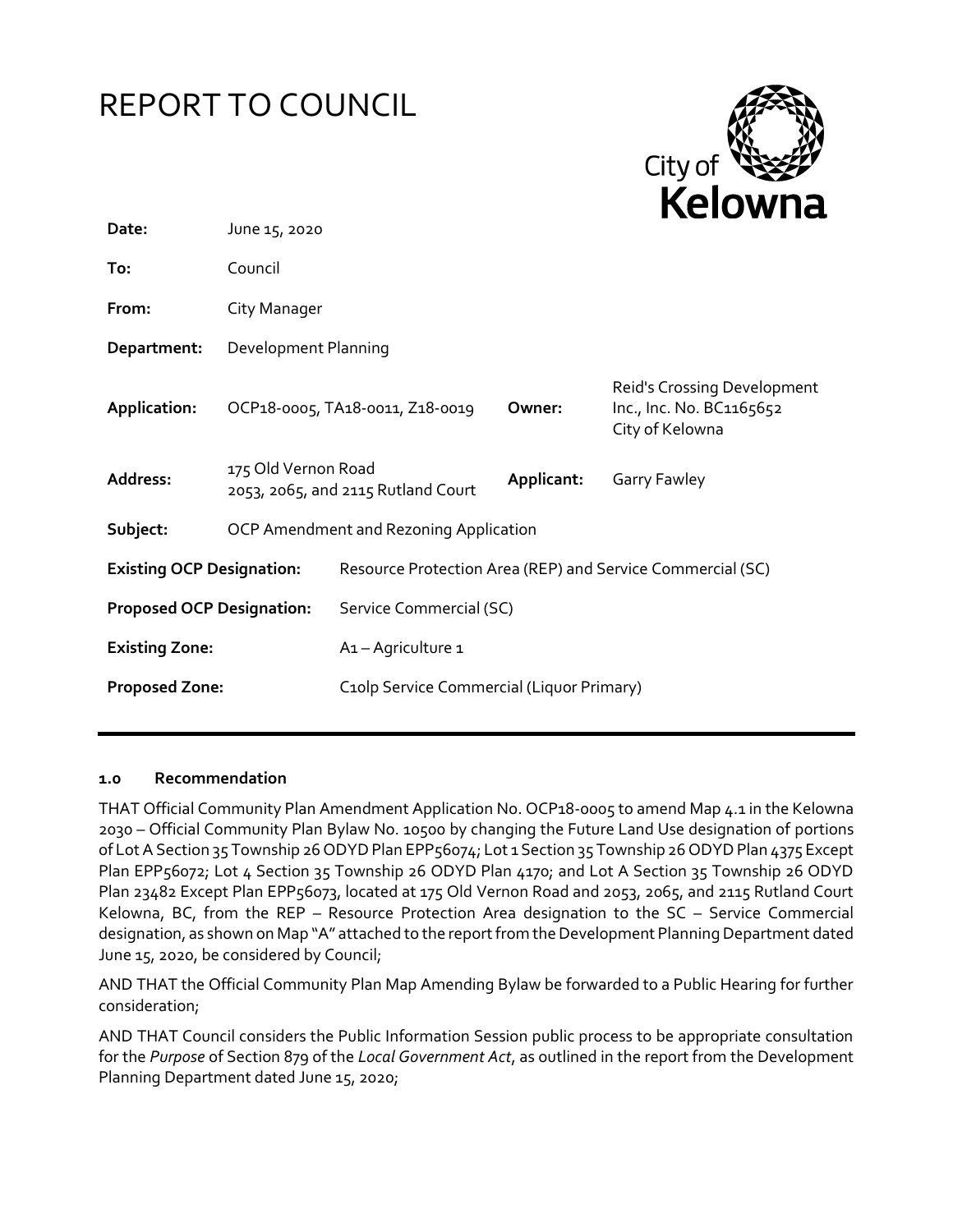# REPORT TO COUNCIL

City of Kelowna

| | | | |
|---|---|---|---|
| **Date:** | June 15, 2020 | | |
| **To:** | Council | | |
| **From:** | City Manager | | |
| **Department:** | Development Planning | | |
| **Application:** | OCP18-0005, TA18-0011, Z18-0019 | **Owner:** | Reid's Crossing Development Inc., Inc. No. BC1165652<br>City of Kelowna |
| **Address:** | 175 Old Vernon Road<br>2053, 2065, and 2115 Rutland Court | **Applicant:** | Garry Fawley |
| **Subject:** | OCP Amendment and Rezoning Application | | |
| **Existing OCP Designation:** | Resource Protection Area (REP) and Service Commercial (SC) | | |
| **Proposed OCP Designation:** | Service Commercial (SC) | | |
| **Existing Zone:** | A1 – Agriculture 1 | | |
| **Proposed Zone:** | C10lp Service Commercial (Liquor Primary) | | |

## 1.0 Recommendation

THAT Official Community Plan Amendment Application No. OCP18-0005 to amend Map 4.1 in the Kelowna 2030 – Official Community Plan Bylaw No. 10500 by changing the Future Land Use designation of portions of Lot A Section 35 Township 26 ODYD Plan EPP56074; Lot 1 Section 35 Township 26 ODYD Plan 4375 Except Plan EPP56072; Lot 4 Section 35 Township 26 ODYD Plan 4170; and Lot A Section 35 Township 26 ODYD Plan 23482 Except Plan EPP56073, located at 175 Old Vernon Road and 2053, 2065, and 2115 Rutland Court Kelowna, BC, from the REP – Resource Protection Area designation to the SC – Service Commercial designation, as shown on Map "A" attached to the report from the Development Planning Department dated June 15, 2020, be considered by Council;

AND THAT the Official Community Plan Map Amending Bylaw be forwarded to a Public Hearing for further consideration;

AND THAT Council considers the Public Information Session public process to be appropriate consultation for the *Purpose* of Section 879 of the *Local Government Act*, as outlined in the report from the Development Planning Department dated June 15, 2020;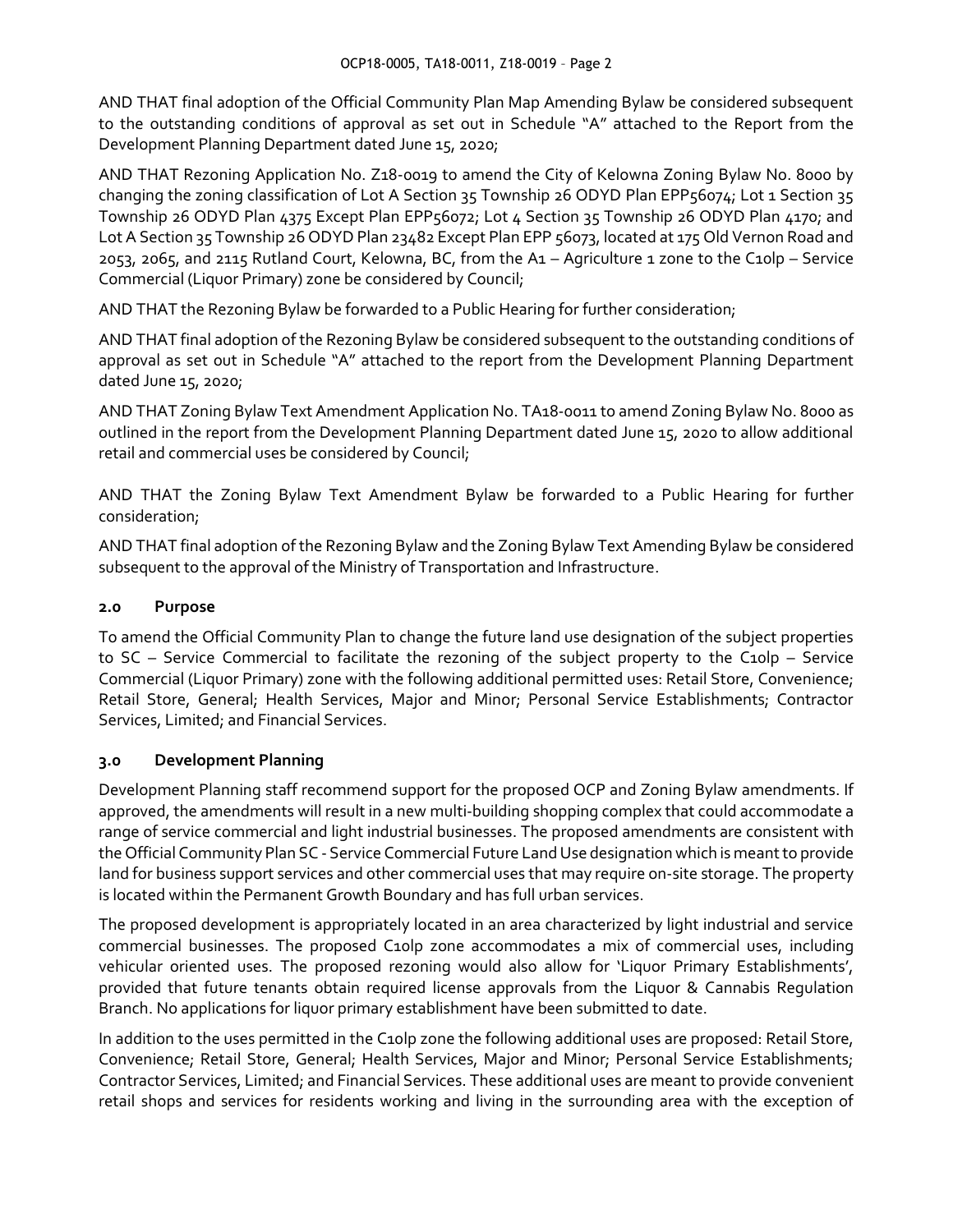AND THAT final adoption of the Official Community Plan Map Amending Bylaw be considered subsequent to the outstanding conditions of approval as set out in Schedule "A" attached to the Report from the Development Planning Department dated June 15, 2020;

AND THAT Rezoning Application No. Z18-0019 to amend the City of Kelowna Zoning Bylaw No. 8000 by changing the zoning classification of Lot A Section 35 Township 26 ODYD Plan EPP56074; Lot 1 Section 35 Township 26 ODYD Plan 4375 Except Plan EPP56072; Lot 4 Section 35 Township 26 ODYD Plan 4170; and Lot A Section 35 Township 26 ODYD Plan 23482 Except Plan EPP 56073, located at 175 Old Vernon Road and 2053, 2065, and 2115 Rutland Court, Kelowna, BC, from the A1 – Agriculture 1 zone to the C10lp – Service Commercial (Liquor Primary) zone be considered by Council;

AND THAT the Rezoning Bylaw be forwarded to a Public Hearing for further consideration;

AND THAT final adoption of the Rezoning Bylaw be considered subsequent to the outstanding conditions of approval as set out in Schedule "A" attached to the report from the Development Planning Department dated June 15, 2020;

AND THAT Zoning Bylaw Text Amendment Application No. TA18-0011 to amend Zoning Bylaw No. 8000 as outlined in the report from the Development Planning Department dated June 15, 2020 to allow additional retail and commercial uses be considered by Council;

AND THAT the Zoning Bylaw Text Amendment Bylaw be forwarded to a Public Hearing for further consideration;

AND THAT final adoption of the Rezoning Bylaw and the Zoning Bylaw Text Amending Bylaw be considered subsequent to the approval of the Ministry of Transportation and Infrastructure.

## 2.0 Purpose

To amend the Official Community Plan to change the future land use designation of the subject properties to SC – Service Commercial to facilitate the rezoning of the subject property to the C10lp – Service Commercial (Liquor Primary) zone with the following additional permitted uses: Retail Store, Convenience; Retail Store, General; Health Services, Major and Minor; Personal Service Establishments; Contractor Services, Limited; and Financial Services.

## 3.0 Development Planning

Development Planning staff recommend support for the proposed OCP and Zoning Bylaw amendments. If approved, the amendments will result in a new multi-building shopping complex that could accommodate a range of service commercial and light industrial businesses. The proposed amendments are consistent with the Official Community Plan SC - Service Commercial Future Land Use designation which is meant to provide land for business support services and other commercial uses that may require on-site storage. The property is located within the Permanent Growth Boundary and has full urban services.

The proposed development is appropriately located in an area characterized by light industrial and service commercial businesses. The proposed C10lp zone accommodates a mix of commercial uses, including vehicular oriented uses. The proposed rezoning would also allow for 'Liquor Primary Establishments', provided that future tenants obtain required license approvals from the Liquor & Cannabis Regulation Branch. No applications for liquor primary establishment have been submitted to date.

In addition to the uses permitted in the C10lp zone the following additional uses are proposed: Retail Store, Convenience; Retail Store, General; Health Services, Major and Minor; Personal Service Establishments; Contractor Services, Limited; and Financial Services. These additional uses are meant to provide convenient retail shops and services for residents working and living in the surrounding area with the exception of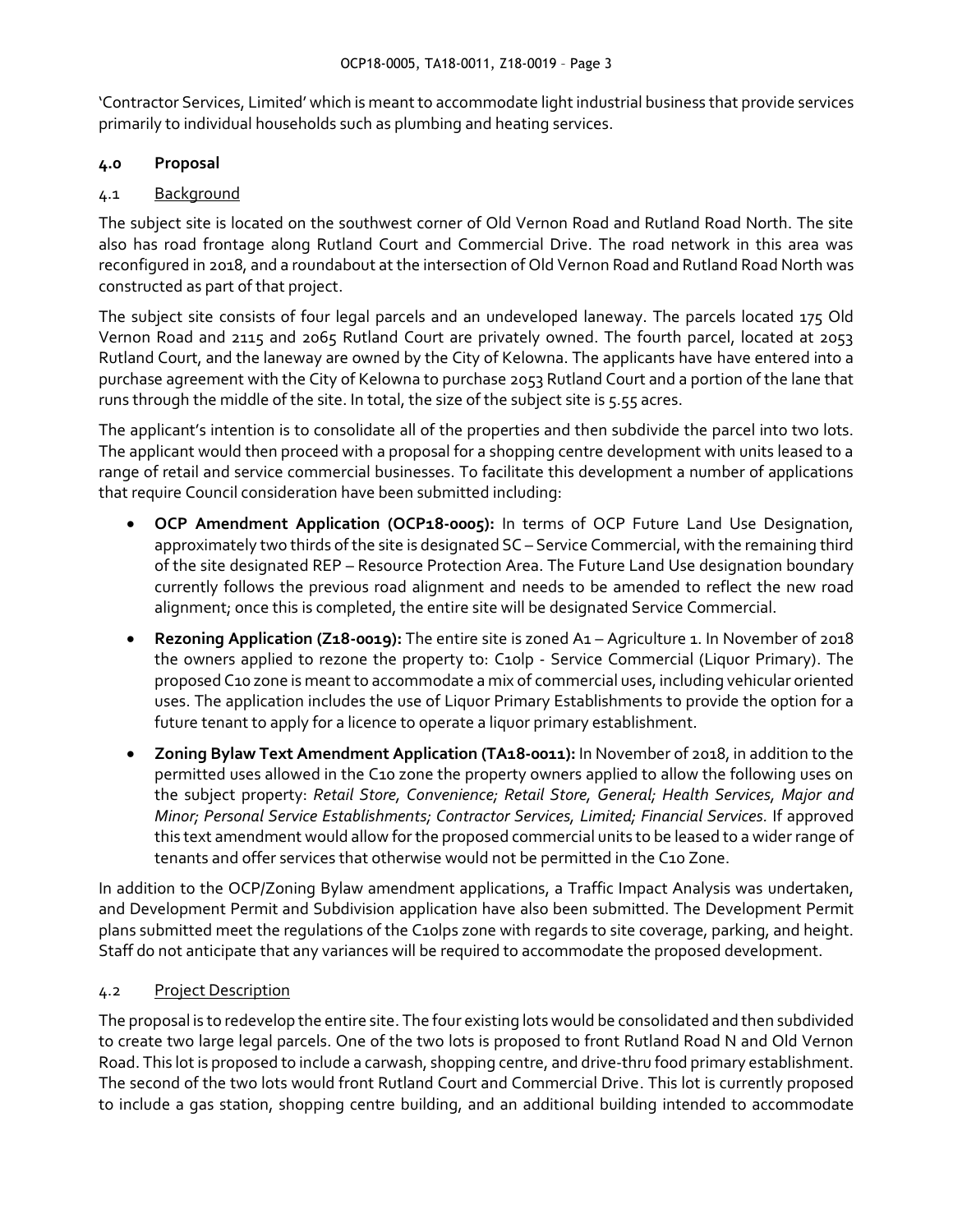'Contractor Services, Limited' which is meant to accommodate light industrial business that provide services primarily to individual households such as plumbing and heating services.

## 4.0 Proposal

### 4.1 Background

The subject site is located on the southwest corner of Old Vernon Road and Rutland Road North. The site also has road frontage along Rutland Court and Commercial Drive. The road network in this area was reconfigured in 2018, and a roundabout at the intersection of Old Vernon Road and Rutland Road North was constructed as part of that project.

The subject site consists of four legal parcels and an undeveloped laneway. The parcels located 175 Old Vernon Road and 2115 and 2065 Rutland Court are privately owned. The fourth parcel, located at 2053 Rutland Court, and the laneway are owned by the City of Kelowna. The applicants have have entered into a purchase agreement with the City of Kelowna to purchase 2053 Rutland Court and a portion of the lane that runs through the middle of the site. In total, the size of the subject site is 5.55 acres.

The applicant's intention is to consolidate all of the properties and then subdivide the parcel into two lots. The applicant would then proceed with a proposal for a shopping centre development with units leased to a range of retail and service commercial businesses. To facilitate this development a number of applications that require Council consideration have been submitted including:

- **OCP Amendment Application (OCP18-0005):** In terms of OCP Future Land Use Designation, approximately two thirds of the site is designated SC – Service Commercial, with the remaining third of the site designated REP – Resource Protection Area. The Future Land Use designation boundary currently follows the previous road alignment and needs to be amended to reflect the new road alignment; once this is completed, the entire site will be designated Service Commercial.
- **Rezoning Application (Z18-0019):** The entire site is zoned A1 – Agriculture 1. In November of 2018 the owners applied to rezone the property to: C10lp - Service Commercial (Liquor Primary). The proposed C10 zone is meant to accommodate a mix of commercial uses, including vehicular oriented uses. The application includes the use of Liquor Primary Establishments to provide the option for a future tenant to apply for a licence to operate a liquor primary establishment.
- **Zoning Bylaw Text Amendment Application (TA18-0011):** In November of 2018, in addition to the permitted uses allowed in the C10 zone the property owners applied to allow the following uses on the subject property: *Retail Store, Convenience; Retail Store, General; Health Services, Major and Minor; Personal Service Establishments; Contractor Services, Limited; Financial Services.* If approved this text amendment would allow for the proposed commercial units to be leased to a wider range of tenants and offer services that otherwise would not be permitted in the C10 Zone.

In addition to the OCP/Zoning Bylaw amendment applications, a Traffic Impact Analysis was undertaken, and Development Permit and Subdivision application have also been submitted. The Development Permit plans submitted meet the regulations of the C10lps zone with regards to site coverage, parking, and height. Staff do not anticipate that any variances will be required to accommodate the proposed development.

### 4.2 Project Description

The proposal is to redevelop the entire site. The four existing lots would be consolidated and then subdivided to create two large legal parcels. One of the two lots is proposed to front Rutland Road N and Old Vernon Road. This lot is proposed to include a carwash, shopping centre, and drive-thru food primary establishment. The second of the two lots would front Rutland Court and Commercial Drive. This lot is currently proposed to include a gas station, shopping centre building, and an additional building intended to accommodate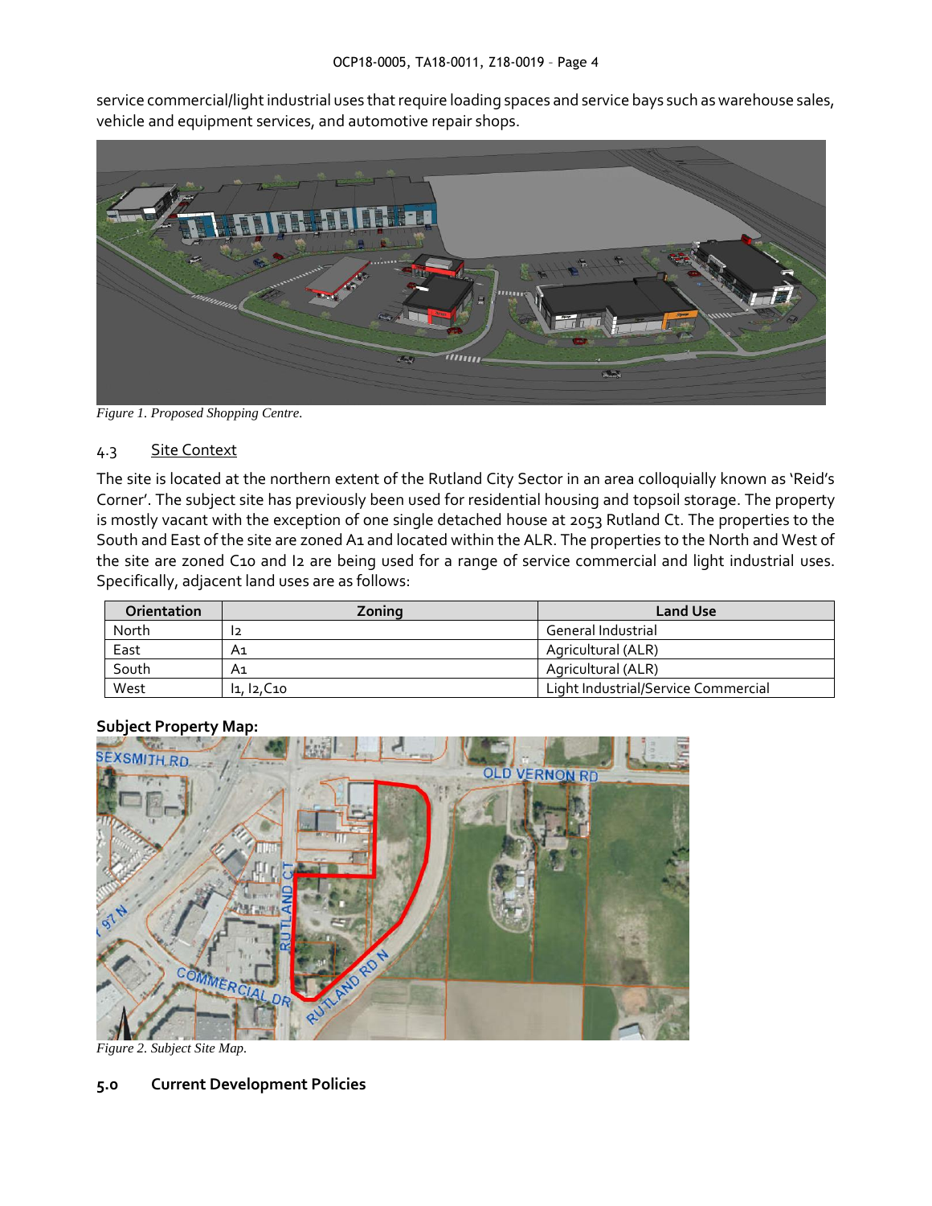service commercial/light industrial uses that require loading spaces and service bays such as warehouse sales, vehicle and equipment services, and automotive repair shops.

*Figure 1. Proposed Shopping Centre.*

### 4.3 Site Context

The site is located at the northern extent of the Rutland City Sector in an area colloquially known as 'Reid's Corner'. The subject site has previously been used for residential housing and topsoil storage. The property is mostly vacant with the exception of one single detached house at 2053 Rutland Ct. The properties to the South and East of the site are zoned A1 and located within the ALR. The properties to the North and West of the site are zoned C10 and I2 are being used for a range of service commercial and light industrial uses. Specifically, adjacent land uses are as follows:

| Orientation | Zoning | Land Use |
|---|---|---|
| North | I2 | General Industrial |
| East | A1 | Agricultural (ALR) |
| South | A1 | Agricultural (ALR) |
| West | I1, I2,C10 | Light Industrial/Service Commercial |

**Subject Property Map:**

*Figure 2. Subject Site Map.*

## 5.0 Current Development Policies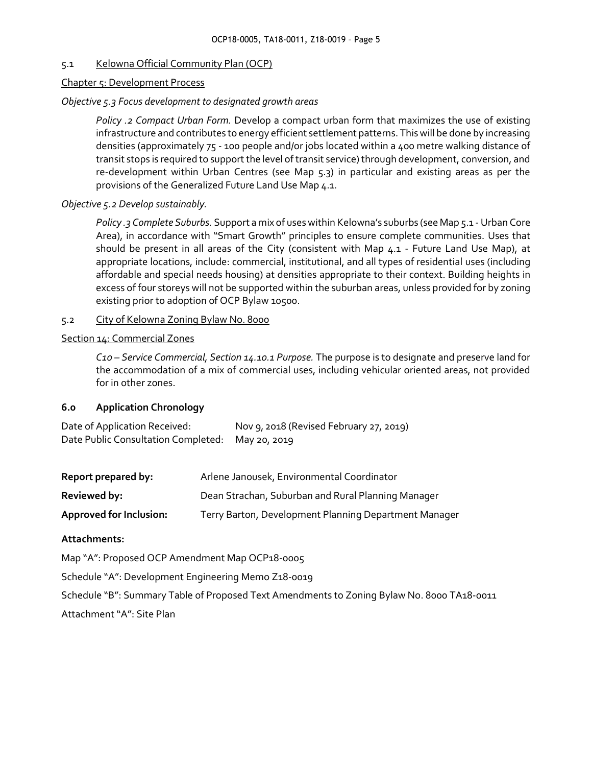5.1 Kelowna Official Community Plan (OCP)

Chapter 5: Development Process

*Objective 5.3 Focus development to designated growth areas*

> *Policy .2 Compact Urban Form.* Develop a compact urban form that maximizes the use of existing infrastructure and contributes to energy efficient settlement patterns. This will be done by increasing densities (approximately 75 - 100 people and/or jobs located within a 400 metre walking distance of transit stops is required to support the level of transit service) through development, conversion, and re-development within Urban Centres (see Map 5.3) in particular and existing areas as per the provisions of the Generalized Future Land Use Map 4.1.

*Objective 5.2 Develop sustainably.*

> *Policy .3 Complete Suburbs.* Support a mix of uses within Kelowna's suburbs (see Map 5.1 - Urban Core Area), in accordance with "Smart Growth" principles to ensure complete communities. Uses that should be present in all areas of the City (consistent with Map 4.1 - Future Land Use Map), at appropriate locations, include: commercial, institutional, and all types of residential uses (including affordable and special needs housing) at densities appropriate to their context. Building heights in excess of four storeys will not be supported within the suburban areas, unless provided for by zoning existing prior to adoption of OCP Bylaw 10500.

5.2 City of Kelowna Zoning Bylaw No. 8000

Section 14: Commercial Zones

> *C10 – Service Commercial, Section 14.10.1 Purpose.* The purpose is to designate and preserve land for the accommodation of a mix of commercial uses, including vehicular oriented areas, not provided for in other zones.

## 6.0 Application Chronology

Date of Application Received: Nov 9, 2018 (Revised February 27, 2019)
Date Public Consultation Completed: May 20, 2019

**Report prepared by:** Arlene Janousek, Environmental Coordinator

**Reviewed by:** Dean Strachan, Suburban and Rural Planning Manager

**Approved for Inclusion:** Terry Barton, Development Planning Department Manager

**Attachments:**

Map "A": Proposed OCP Amendment Map OCP18-0005

Schedule "A": Development Engineering Memo Z18-0019

Schedule "B": Summary Table of Proposed Text Amendments to Zoning Bylaw No. 8000 TA18-0011

Attachment "A": Site Plan